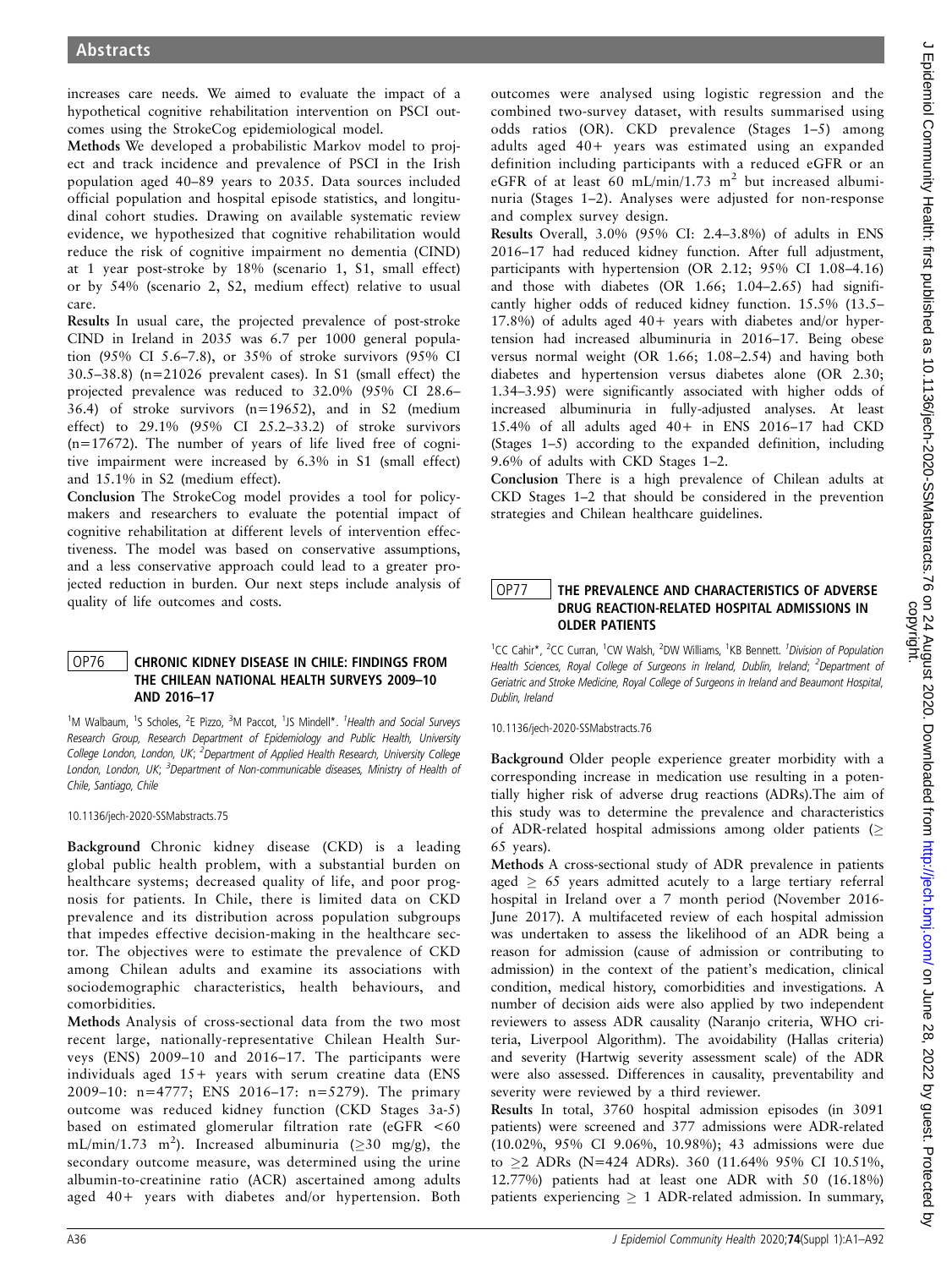increases care needs. We aimed to evaluate the impact of a hypothetical cognitive rehabilitation intervention on PSCI outcomes using the StrokeCog epidemiological model.

**Methods** We developed a probabilistic Markov model to project and track incidence and prevalence of PSCI in the Irish population aged 40–89 years to 2035. Data sources included official population and hospital episode statistics, and longitudinal cohort studies. Drawing on available systematic review evidence, we hypothesized that cognitive rehabilitation would reduce the risk of cognitive impairment no dementia (CIND) at 1 year post-stroke by 18% (scenario 1, S1, small effect) or by 54% (scenario 2, S2, medium effect) relative to usual care.

**Results** In usual care, the projected prevalence of post-stroke CIND in Ireland in 2035 was 6.7 per 1000 general population (95% CI 5.6–7.8), or 35% of stroke survivors (95% CI 30.5–38.8) (n=21026 prevalent cases). In S1 (small effect) the projected prevalence was reduced to 32.0% (95% CI 28.6–36.4) of stroke survivors (n=19652), and in S2 (medium effect) to 29.1% (95% CI 25.2–33.2) of stroke survivors (n=17672). The number of years of life lived free of cognitive impairment were increased by 6.3% in S1 (small effect) and 15.1% in S2 (medium effect).

**Conclusion** The StrokeCog model provides a tool for policy-makers and researchers to evaluate the potential impact of cognitive rehabilitation at different levels of intervention effectiveness. The model was based on conservative assumptions, and a less conservative approach could lead to a greater projected reduction in burden. Our next steps include analysis of quality of life outcomes and costs.

## OP76 CHRONIC KIDNEY DISEASE IN CHILE: FINDINGS FROM THE CHILEAN NATIONAL HEALTH SURVEYS 2009–10 AND 2016–17

[1]M Walbaum, [1]S Scholes, [2]E Pizzo, [3]M Paccot, [1]JS Mindell*. [1]*Health and Social Surveys Research Group, Research Department of Epidemiology and Public Health, University College London, London, UK*; [2]*Department of Applied Health Research, University College London, London, UK*; [3]*Department of Non-communicable diseases, Ministry of Health of Chile, Santiago, Chile*

10.1136/jech-2020-SSMabstracts.75

**Background** Chronic kidney disease (CKD) is a leading global public health problem, with a substantial burden on healthcare systems; decreased quality of life, and poor prognosis for patients. In Chile, there is limited data on CKD prevalence and its distribution across population subgroups that impedes effective decision-making in the healthcare sector. The objectives were to estimate the prevalence of CKD among Chilean adults and examine its associations with sociodemographic characteristics, health behaviours, and comorbidities.

**Methods** Analysis of cross-sectional data from the two most recent large, nationally-representative Chilean Health Surveys (ENS) 2009–10 and 2016–17. The participants were individuals aged 15+ years with serum creatine data (ENS 2009–10: n=4777; ENS 2016–17: n=5279). The primary outcome was reduced kidney function (CKD Stages 3a-5) based on estimated glomerular filtration rate (eGFR <60 mL/min/1.73 $m^2$). Increased albuminuria (≥30 mg/g), the secondary outcome measure, was determined using the urine albumin-to-creatinine ratio (ACR) ascertained among adults aged 40+ years with diabetes and/or hypertension. Both outcomes were analysed using logistic regression and the combined two-survey dataset, with results summarised using odds ratios (OR). CKD prevalence (Stages 1–5) among adults aged 40+ years was estimated using an expanded definition including participants with a reduced eGFR or an eGFR of at least 60 mL/min/1.73 $m^2$ but increased albuminuria (Stages 1–2). Analyses were adjusted for non-response and complex survey design.

**Results** Overall, 3.0% (95% CI: 2.4–3.8%) of adults in ENS 2016–17 had reduced kidney function. After full adjustment, participants with hypertension (OR 2.12; 95% CI 1.08–4.16) and those with diabetes (OR 1.66; 1.04–2.65) had significantly higher odds of reduced kidney function. 15.5% (13.5–17.8%) of adults aged 40+ years with diabetes and/or hypertension had increased albuminuria in 2016–17. Being obese versus normal weight (OR 1.66; 1.08–2.54) and having both diabetes and hypertension versus diabetes alone (OR 2.30; 1.34–3.95) were significantly associated with higher odds of increased albuminuria in fully-adjusted analyses. At least 15.4% of all adults aged 40+ in ENS 2016–17 had CKD (Stages 1–5) according to the expanded definition, including 9.6% of adults with CKD Stages 1–2.

**Conclusion** There is a high prevalence of Chilean adults at CKD Stages 1–2 that should be considered in the prevention strategies and Chilean healthcare guidelines.

## OP77 THE PREVALENCE AND CHARACTERISTICS OF ADVERSE DRUG REACTION-RELATED HOSPITAL ADMISSIONS IN OLDER PATIENTS

[1]CC Cahir*, [2]CC Curran, [1]CW Walsh, [2]DW Williams, [1]KB Bennett. [1]*Division of Population Health Sciences, Royal College of Surgeons in Ireland, Dublin, Ireland*; [2]*Department of Geriatric and Stroke Medicine, Royal College of Surgeons in Ireland and Beaumont Hospital, Dublin, Ireland*

10.1136/jech-2020-SSMabstracts.76

**Background** Older people experience greater morbidity with a corresponding increase in medication use resulting in a potentially higher risk of adverse drug reactions (ADRs).The aim of this study was to determine the prevalence and characteristics of ADR-related hospital admissions among older patients (≥ 65 years).

**Methods** A cross-sectional study of ADR prevalence in patients aged ≥ 65 years admitted acutely to a large tertiary referral hospital in Ireland over a 7 month period (November 2016-June 2017). A multifaceted review of each hospital admission was undertaken to assess the likelihood of an ADR being a reason for admission (cause of admission or contributing to admission) in the context of the patient's medication, clinical condition, medical history, comorbidities and investigations. A number of decision aids were also applied by two independent reviewers to assess ADR causality (Naranjo criteria, WHO criteria, Liverpool Algorithm). The avoidability (Hallas criteria) and severity (Hartwig severity assessment scale) of the ADR were also assessed. Differences in causality, preventability and severity were reviewed by a third reviewer.

**Results** In total, 3760 hospital admission episodes (in 3091 patients) were screened and 377 admissions were ADR-related (10.02%, 95% CI 9.06%, 10.98%); 43 admissions were due to ≥2 ADRs (N=424 ADRs). 360 (11.64% 95% CI 10.51%, 12.77%) patients had at least one ADR with 50 (16.18%) patients experiencing ≥ 1 ADR-related admission. In summary,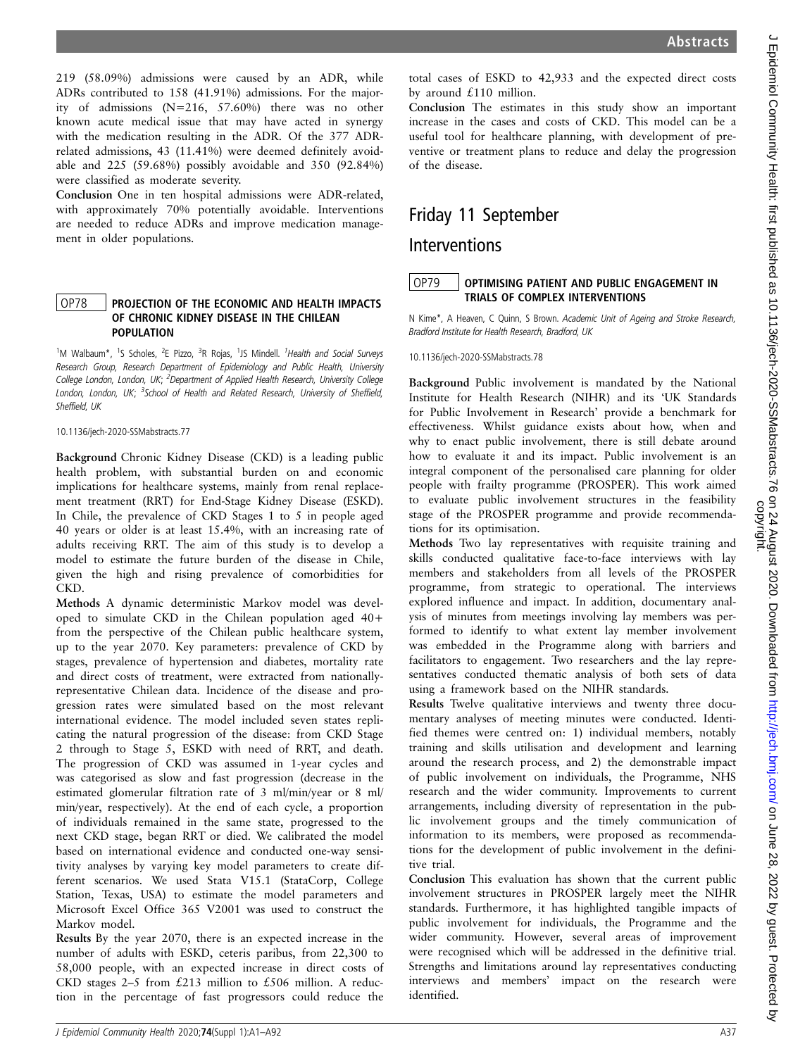219 (58.09%) admissions were caused by an ADR, while ADRs contributed to 158 (41.91%) admissions. For the majority of admissions (N=216, 57.60%) there was no other known acute medical issue that may have acted in synergy with the medication resulting in the ADR. Of the 377 ADR-related admissions, 43 (11.41%) were deemed definitely avoidable and 225 (59.68%) possibly avoidable and 350 (92.84%) were classified as moderate severity.

**Conclusion** One in ten hospital admissions were ADR-related, with approximately 70% potentially avoidable. Interventions are needed to reduce ADRs and improve medication management in older populations.

## OP78 PROJECTION OF THE ECONOMIC AND HEALTH IMPACTS OF CHRONIC KIDNEY DISEASE IN THE CHILEAN POPULATION

[1]M Walbaum*, [1]S Scholes, [2]E Pizzo, [3]R Rojas, [1]JS Mindell. [1]*Health and Social Surveys Research Group, Research Department of Epidemiology and Public Health, University College London, London, UK;* [2]*Department of Applied Health Research, University College London, London, UK;* [3]*School of Health and Related Research, University of Sheffield, Sheffield, UK*

10.1136/jech-2020-SSMabstracts.77

**Background** Chronic Kidney Disease (CKD) is a leading public health problem, with substantial burden on and economic implications for healthcare systems, mainly from renal replacement treatment (RRT) for End-Stage Kidney Disease (ESKD). In Chile, the prevalence of CKD Stages 1 to 5 in people aged 40 years or older is at least 15.4%, with an increasing rate of adults receiving RRT. The aim of this study is to develop a model to estimate the future burden of the disease in Chile, given the high and rising prevalence of comorbidities for CKD.

**Methods** A dynamic deterministic Markov model was developed to simulate CKD in the Chilean population aged 40+ from the perspective of the Chilean public healthcare system, up to the year 2070. Key parameters: prevalence of CKD by stages, prevalence of hypertension and diabetes, mortality rate and direct costs of treatment, were extracted from nationally-representative Chilean data. Incidence of the disease and progression rates were simulated based on the most relevant international evidence. The model included seven states replicating the natural progression of the disease: from CKD Stage 2 through to Stage 5, ESKD with need of RRT, and death. The progression of CKD was assumed in 1-year cycles and was categorised as slow and fast progression (decrease in the estimated glomerular filtration rate of 3 ml/min/year or 8 ml/min/year, respectively). At the end of each cycle, a proportion of individuals remained in the same state, progressed to the next CKD stage, began RRT or died. We calibrated the model based on international evidence and conducted one-way sensitivity analyses by varying key model parameters to create different scenarios. We used Stata V15.1 (StataCorp, College Station, Texas, USA) to estimate the model parameters and Microsoft Excel Office 365 V2001 was used to construct the Markov model.

**Results** By the year 2070, there is an expected increase in the number of adults with ESKD, ceteris paribus, from 22,300 to 58,000 people, with an expected increase in direct costs of CKD stages 2–5 from £213 million to £506 million. A reduction in the percentage of fast progressors could reduce the total cases of ESKD to 42,933 and the expected direct costs by around £110 million.

**Conclusion** The estimates in this study show an important increase in the cases and costs of CKD. This model can be a useful tool for healthcare planning, with development of preventive or treatment plans to reduce and delay the progression of the disease.

# Friday 11 September

# Interventions

## OP79 OPTIMISING PATIENT AND PUBLIC ENGAGEMENT IN TRIALS OF COMPLEX INTERVENTIONS

N Kime*, A Heaven, C Quinn, S Brown. *Academic Unit of Ageing and Stroke Research, Bradford Institute for Health Research, Bradford, UK*

10.1136/jech-2020-SSMabstracts.78

**Background** Public involvement is mandated by the National Institute for Health Research (NIHR) and its 'UK Standards for Public Involvement in Research' provide a benchmark for effectiveness. Whilst guidance exists about how, when and why to enact public involvement, there is still debate around how to evaluate it and its impact. Public involvement is an integral component of the personalised care planning for older people with frailty programme (PROSPER). This work aimed to evaluate public involvement structures in the feasibility stage of the PROSPER programme and provide recommendations for its optimisation.

**Methods** Two lay representatives with requisite training and skills conducted qualitative face-to-face interviews with lay members and stakeholders from all levels of the PROSPER programme, from strategic to operational. The interviews explored influence and impact. In addition, documentary analysis of minutes from meetings involving lay members was performed to identify to what extent lay member involvement was embedded in the Programme along with barriers and facilitators to engagement. Two researchers and the lay representatives conducted thematic analysis of both sets of data using a framework based on the NIHR standards.

**Results** Twelve qualitative interviews and twenty three documentary analyses of meeting minutes were conducted. Identified themes were centred on: 1) individual members, notably training and skills utilisation and development and learning around the research process, and 2) the demonstrable impact of public involvement on individuals, the Programme, NHS research and the wider community. Improvements to current arrangements, including diversity of representation in the public involvement groups and the timely communication of information to its members, were proposed as recommendations for the development of public involvement in the definitive trial.

**Conclusion** This evaluation has shown that the current public involvement structures in PROSPER largely meet the NIHR standards. Furthermore, it has highlighted tangible impacts of public involvement for individuals, the Programme and the wider community. However, several areas of improvement were recognised which will be addressed in the definitive trial. Strengths and limitations around lay representatives conducting interviews and members' impact on the research were identified.